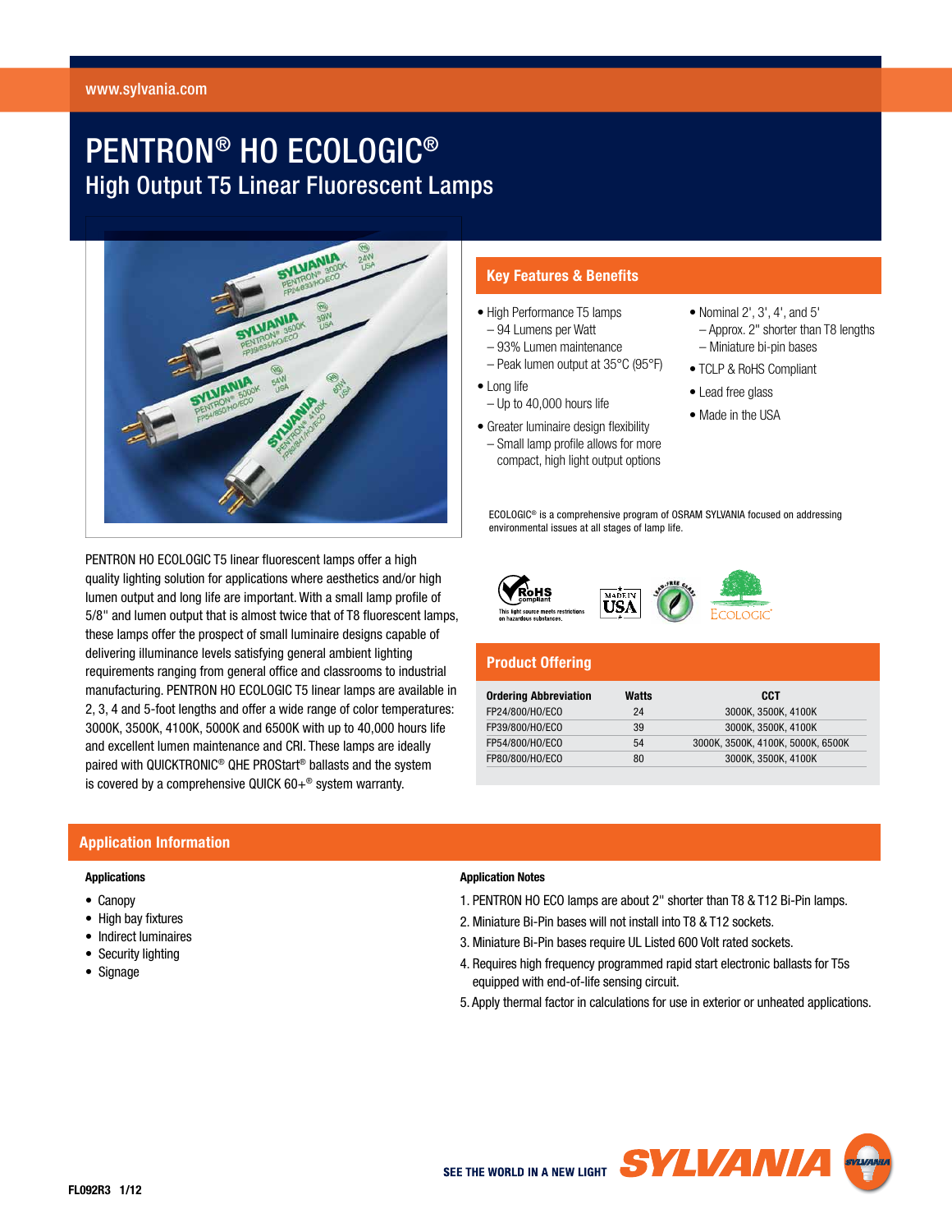# PENTRON® HO ECOLOGIC®

## High Output T5 Linear Fluorescent Lamps

PENTRON HO ECOLOGIC T5 linear fluorescent lamps offer a high quality lighting solution for applications where aesthetics and/or high lumen output and long life are important. With a small lamp profile of 5/8" and lumen output that is almost twice that of T8 fluorescent lamps, these lamps offer the prospect of small luminaire designs capable of delivering illuminance levels satisfying general ambient lighting requirements ranging from general office and classrooms to industrial manufacturing. PENTRON HO ECOLOGIC T5 linear lamps are available in 2, 3, 4 and 5-foot lengths and offer a wide range of color temperatures: 3000K, 3500K, 4100K, 5000K and 6500K with up to 40,000 hours life and excellent lumen maintenance and CRI. These lamps are ideally paired with QUICKTRONIC® QHE PROStart® ballasts and the system is covered by a comprehensive QUICK 60+® system warranty.

## Key Features & Benefits

- High Performance T5 lamps
  - 94 Lumens per Watt
  - 93% Lumen maintenance
  - Peak lumen output at 35°C (95°F)
- Long life
  - Up to 40,000 hours life
- Greater luminaire design flexibility
  - Small lamp profile allows for more compact, high light output options
- Nominal 2', 3', 4', and 5'
  - Approx. 2" shorter than T8 lengths
  - Miniature bi-pin bases
- TCLP & RoHS Compliant
- Lead free glass
- Made in the USA

ECOLOGIC® is a comprehensive program of OSRAM SYLVANIA focused on addressing environmental issues at all stages of lamp life.

## Product Offering

| Ordering Abbreviation | Watts | CCT |
|---|---|---|
| FP24/800/HO/ECO | 24 | 3000K, 3500K, 4100K |
| FP39/800/HO/ECO | 39 | 3000K, 3500K, 4100K |
| FP54/800/HO/ECO | 54 | 3000K, 3500K, 4100K, 5000K, 6500K |
| FP80/800/HO/ECO | 80 | 3000K, 3500K, 4100K |

## Application Information

### Applications

- Canopy
- High bay fixtures
- Indirect luminaires
- Security lighting
- Signage

### Application Notes

1. PENTRON HO ECO lamps are about 2" shorter than T8 & T12 Bi-Pin lamps.
2. Miniature Bi-Pin bases will not install into T8 & T12 sockets.
3. Miniature Bi-Pin bases require UL Listed 600 Volt rated sockets.
4. Requires high frequency programmed rapid start electronic ballasts for T5s equipped with end-of-life sensing circuit.
5. Apply thermal factor in calculations for use in exterior or unheated applications.

FL092R3 1/12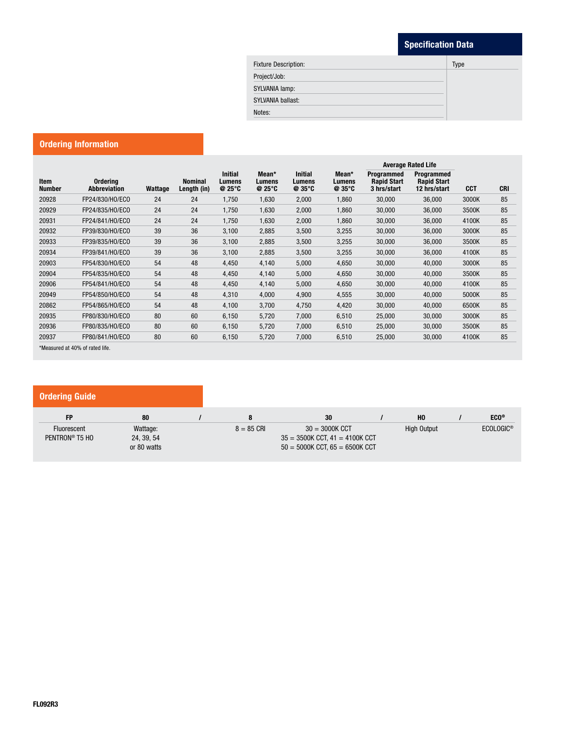## Specification Data

| Fixture Description: | Type |
|---|---|
| Project/Job: | |
| SYLVANIA lamp: | |
| SYLVANIA ballast: | |
| Notes: | |

## Ordering Information

| Item Number | Ordering Abbreviation | Wattage | Nominal Length (in) | Initial Lumens @ 25°C | Mean* Lumens @ 25°C | Initial Lumens @ 35°C | Mean* Lumens @ 35°C | Average Rated Life: Programmed Rapid Start 3 hrs/start | Average Rated Life: Programmed Rapid Start 12 hrs/start | CCT | CRI |
|---|---|---|---|---|---|---|---|---|---|---|---|
| 20928 | FP24/830/HO/ECO | 24 | 24 | 1,750 | 1,630 | 2,000 | 1,860 | 30,000 | 36,000 | 3000K | 85 |
| 20929 | FP24/835/HO/ECO | 24 | 24 | 1,750 | 1,630 | 2,000 | 1,860 | 30,000 | 36,000 | 3500K | 85 |
| 20931 | FP24/841/HO/ECO | 24 | 24 | 1,750 | 1,630 | 2,000 | 1,860 | 30,000 | 36,000 | 4100K | 85 |
| 20932 | FP39/830/HO/ECO | 39 | 36 | 3,100 | 2,885 | 3,500 | 3,255 | 30,000 | 36,000 | 3000K | 85 |
| 20933 | FP39/835/HO/ECO | 39 | 36 | 3,100 | 2,885 | 3,500 | 3,255 | 30,000 | 36,000 | 3500K | 85 |
| 20934 | FP39/841/HO/ECO | 39 | 36 | 3,100 | 2,885 | 3,500 | 3,255 | 30,000 | 36,000 | 4100K | 85 |
| 20903 | FP54/830/HO/ECO | 54 | 48 | 4,450 | 4,140 | 5,000 | 4,650 | 30,000 | 40,000 | 3000K | 85 |
| 20904 | FP54/835/HO/ECO | 54 | 48 | 4,450 | 4,140 | 5,000 | 4,650 | 30,000 | 40,000 | 3500K | 85 |
| 20906 | FP54/841/HO/ECO | 54 | 48 | 4,450 | 4,140 | 5,000 | 4,650 | 30,000 | 40,000 | 4100K | 85 |
| 20949 | FP54/850/HO/ECO | 54 | 48 | 4,310 | 4,000 | 4,900 | 4,555 | 30,000 | 40,000 | 5000K | 85 |
| 20862 | FP54/865/HO/ECO | 54 | 48 | 4,100 | 3,700 | 4,750 | 4,420 | 30,000 | 40,000 | 6500K | 85 |
| 20935 | FP80/830/HO/ECO | 80 | 60 | 6,150 | 5,720 | 7,000 | 6,510 | 25,000 | 30,000 | 3000K | 85 |
| 20936 | FP80/835/HO/ECO | 80 | 60 | 6,150 | 5,720 | 7,000 | 6,510 | 25,000 | 30,000 | 3500K | 85 |
| 20937 | FP80/841/HO/ECO | 80 | 60 | 6,150 | 5,720 | 7,000 | 6,510 | 25,000 | 30,000 | 4100K | 85 |

*Measured at 40% of rated life.

## Ordering Guide

| FP | 80 | / | 8 | 30 | / | HO | / | ECO® |
|---|---|---|---|---|---|---|---|---|
| Fluorescent PENTRON® T5 HO | Wattage: 24, 39, 54 or 80 watts | | 8 = 85 CRI | 30 = 3000K CCT<br>35 = 3500K CCT, 41 = 4100K CCT<br>50 = 5000K CCT, 65 = 6500K CCT | | High Output | | ECOLOGIC® |

FL092R3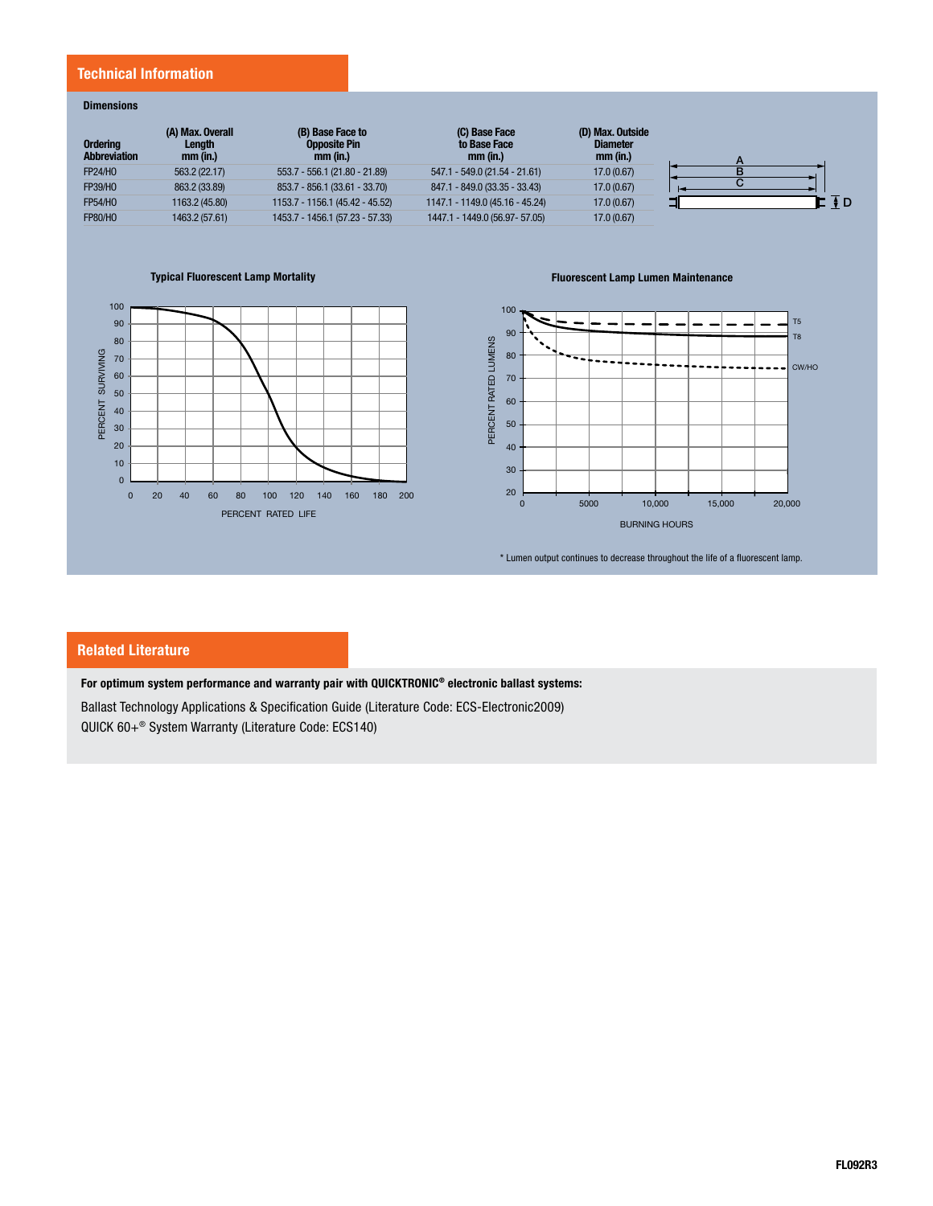## Technical Information

### Dimensions

| Ordering Abbreviation | (A) Max. Overall Length mm (in.) | (B) Base Face to Opposite Pin mm (in.) | (C) Base Face to Base Face mm (in.) | (D) Max. Outside Diameter mm (in.) |
|---|---|---|---|---|
| FP24/HO | 563.2 (22.17) | 553.7 - 556.1 (21.80 - 21.89) | 547.1 - 549.0 (21.54 - 21.61) | 17.0 (0.67) |
| FP39/HO | 863.2 (33.89) | 853.7 - 856.1 (33.61 - 33.70) | 847.1 - 849.0 (33.35 - 33.43) | 17.0 (0.67) |
| FP54/HO | 1163.2 (45.80) | 1153.7 - 1156.1 (45.42 - 45.52) | 1147.1 - 1149.0 (45.16 - 45.24) | 17.0 (0.67) |
| FP80/HO | 1463.2 (57.61) | 1453.7 - 1456.1 (57.23 - 57.33) | 1447.1 - 1449.0 (56.97- 57.05) | 17.0 (0.67) |

**Typical Fluorescent Lamp Mortality**

**Fluorescent Lamp Lumen Maintenance**

\* Lumen output continues to decrease throughout the life of a fluorescent lamp.

## Related Literature

**For optimum system performance and warranty pair with QUICKTRONIC® electronic ballast systems:**

Ballast Technology Applications & Specification Guide (Literature Code: ECS-Electronic2009)

QUICK 60+® System Warranty (Literature Code: ECS140)

FL092R3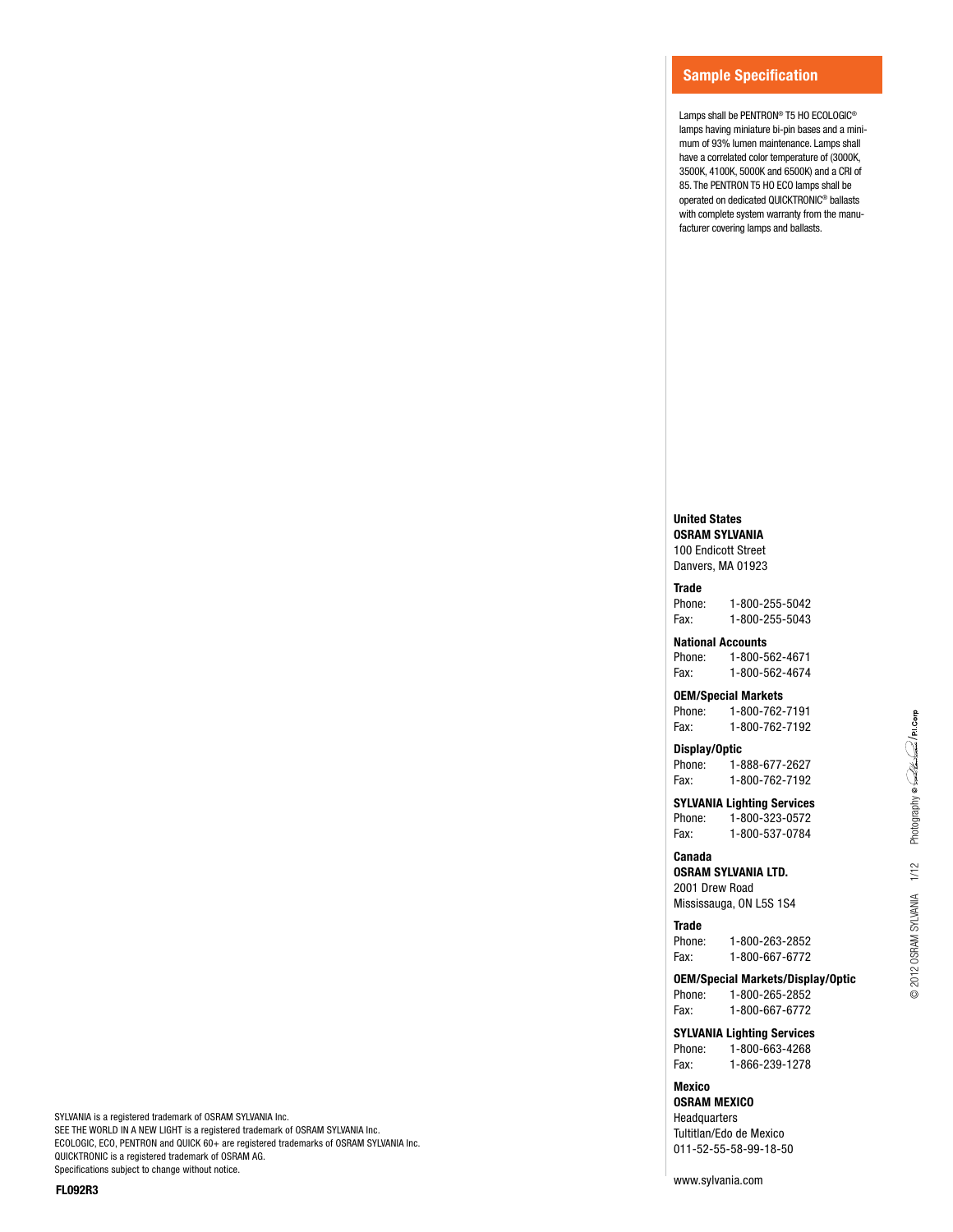## Sample Specification

Lamps shall be PENTRON® T5 HO ECOLOGIC® lamps having miniature bi-pin bases and a minimum of 93% lumen maintenance. Lamps shall have a correlated color temperature of (3000K, 3500K, 4100K, 5000K and 6500K) and a CRI of 85. The PENTRON T5 HO ECO lamps shall be operated on dedicated QUICKTRONIC® ballasts with complete system warranty from the manufacturer covering lamps and ballasts.

**United States**
**OSRAM SYLVANIA**
100 Endicott Street
Danvers, MA 01923

**Trade**
Phone: 1-800-255-5042
Fax: 1-800-255-5043

**National Accounts**
Phone: 1-800-562-4671
Fax: 1-800-562-4674

**OEM/Special Markets**
Phone: 1-800-762-7191
Fax: 1-800-762-7192

**Display/Optic**
Phone: 1-888-677-2627
Fax: 1-800-762-7192

**SYLVANIA Lighting Services**
Phone: 1-800-323-0572
Fax: 1-800-537-0784

**Canada**
**OSRAM SYLVANIA LTD.**
2001 Drew Road
Mississauga, ON L5S 1S4

**Trade**
Phone: 1-800-263-2852
Fax: 1-800-667-6772

**OEM/Special Markets/Display/Optic**
Phone: 1-800-265-2852
Fax: 1-800-667-6772

**SYLVANIA Lighting Services**
Phone: 1-800-663-4268
Fax: 1-866-239-1278

**Mexico**
**OSRAM MEXICO**
Headquarters
Tultitlan/Edo de Mexico
011-52-55-58-99-18-50

www.sylvania.com

© 2012 OSRAM SYLVANIA 1/12 Photography © PI.Corp

SYLVANIA is a registered trademark of OSRAM SYLVANIA Inc.
SEE THE WORLD IN A NEW LIGHT is a registered trademark of OSRAM SYLVANIA Inc.
ECOLOGIC, ECO, PENTRON and QUICK 60+ are registered trademarks of OSRAM SYLVANIA Inc.
QUICKTRONIC is a registered trademark of OSRAM AG.
Specifications subject to change without notice.

**FL092R3**